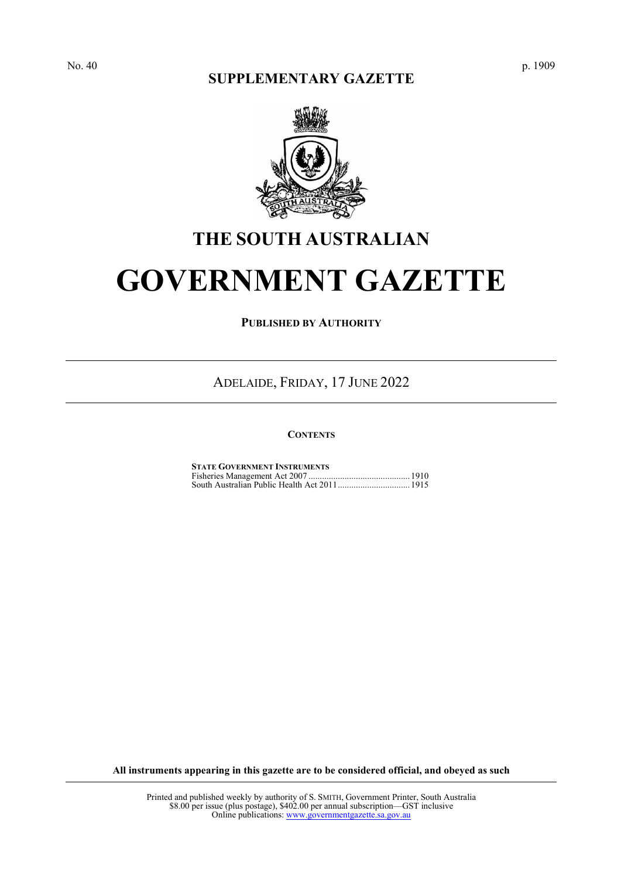No. 40

**SUPPLEMENTARY GAZETTE**

# THE SOUTH AUSTRALIAN

# GOVERNMENT GAZETTE

**PUBLISHED BY AUTHORITY**

---

ADELAIDE, FRIDAY, 17 JUNE 2022

---

**CONTENTS**

**STATE GOVERNMENT INSTRUMENTS**

Fisheries Management Act 2007 ............................................ 1910

South Australian Public Health Act 2011 ................................ 1915

**All instruments appearing in this gazette are to be considered official, and obeyed as such**

---

Printed and published weekly by authority of S. SMITH, Government Printer, South Australia
$8.00 per issue (plus postage), $402.00 per annual subscription—GST inclusive
Online publications: www.governmentgazette.sa.gov.au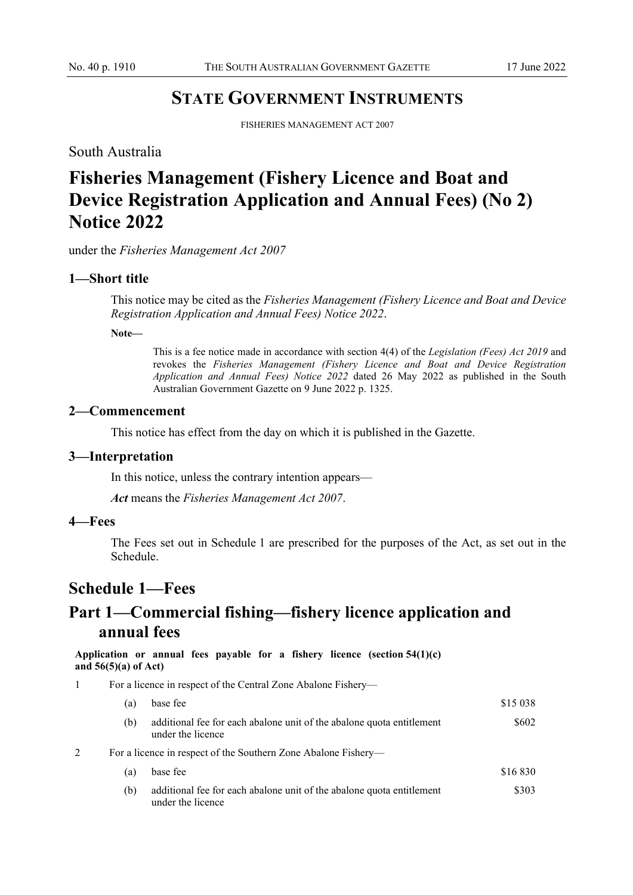## STATE GOVERNMENT INSTRUMENTS

FISHERIES MANAGEMENT ACT 2007

South Australia

# Fisheries Management (Fishery Licence and Boat and Device Registration Application and Annual Fees) (No 2) Notice 2022

under the *Fisheries Management Act 2007*

### 1—Short title

This notice may be cited as the *Fisheries Management (Fishery Licence and Boat and Device Registration Application and Annual Fees) Notice 2022*.

**Note—**

This is a fee notice made in accordance with section 4(4) of the *Legislation (Fees) Act 2019* and revokes the *Fisheries Management (Fishery Licence and Boat and Device Registration Application and Annual Fees) Notice 2022* dated 26 May 2022 as published in the South Australian Government Gazette on 9 June 2022 p. 1325.

### 2—Commencement

This notice has effect from the day on which it is published in the Gazette.

### 3—Interpretation

In this notice, unless the contrary intention appears—

***Act*** means the *Fisheries Management Act 2007*.

### 4—Fees

The Fees set out in Schedule 1 are prescribed for the purposes of the Act, as set out in the Schedule.

## Schedule 1—Fees

## Part 1—Commercial fishing—fishery licence application and annual fees

**Application or annual fees payable for a fishery licence (section 54(1)(c) and 56(5)(a) of Act)**

| | | | |
|---|---|---|---|
| 1 | For a licence in respect of the Central Zone Abalone Fishery— | | |
| | (a) | base fee | $15 038 |
| | (b) | additional fee for each abalone unit of the abalone quota entitlement under the licence | $602 |
| 2 | For a licence in respect of the Southern Zone Abalone Fishery— | | |
| | (a) | base fee | $16 830 |
| | (b) | additional fee for each abalone unit of the abalone quota entitlement under the licence | $303 |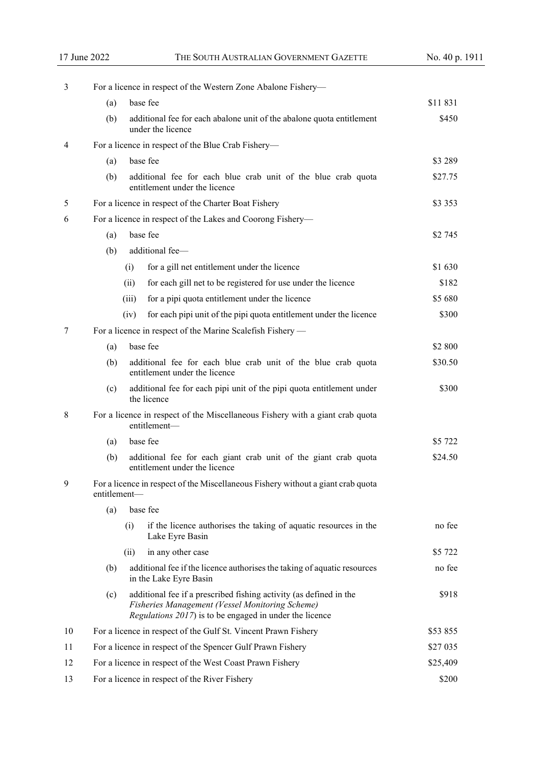| | | |
|---|---|---|
| 3 | For a licence in respect of the Western Zone Abalone Fishery— | |
| | (a) base fee | \$11 831 |
| | (b) additional fee for each abalone unit of the abalone quota entitlement under the licence | \$450 |
| 4 | For a licence in respect of the Blue Crab Fishery— | |
| | (a) base fee | \$3 289 |
| | (b) additional fee for each blue crab unit of the blue crab quota entitlement under the licence | \$27.75 |
| 5 | For a licence in respect of the Charter Boat Fishery | \$3 353 |
| 6 | For a licence in respect of the Lakes and Coorong Fishery— | |
| | (a) base fee | \$2 745 |
| | (b) additional fee— | |
| | (i) for a gill net entitlement under the licence | \$1 630 |
| | (ii) for each gill net to be registered for use under the licence | \$182 |
| | (iii) for a pipi quota entitlement under the licence | \$5 680 |
| | (iv) for each pipi unit of the pipi quota entitlement under the licence | \$300 |
| 7 | For a licence in respect of the Marine Scalefish Fishery — | |
| | (a) base fee | \$2 800 |
| | (b) additional fee for each blue crab unit of the blue crab quota entitlement under the licence | \$30.50 |
| | (c) additional fee for each pipi unit of the pipi quota entitlement under the licence | \$300 |
| 8 | For a licence in respect of the Miscellaneous Fishery with a giant crab quota entitlement— | |
| | (a) base fee | \$5 722 |
| | (b) additional fee for each giant crab unit of the giant crab quota entitlement under the licence | \$24.50 |
| 9 | For a licence in respect of the Miscellaneous Fishery without a giant crab quota entitlement— | |
| | (a) base fee | |
| | (i) if the licence authorises the taking of aquatic resources in the Lake Eyre Basin | no fee |
| | (ii) in any other case | \$5 722 |
| | (b) additional fee if the licence authorises the taking of aquatic resources in the Lake Eyre Basin | no fee |
| | (c) additional fee if a prescribed fishing activity (as defined in the *Fisheries Management (Vessel Monitoring Scheme) Regulations 2017*) is to be engaged in under the licence | \$918 |
| 10 | For a licence in respect of the Gulf St. Vincent Prawn Fishery | \$53 855 |
| 11 | For a licence in respect of the Spencer Gulf Prawn Fishery | \$27 035 |
| 12 | For a licence in respect of the West Coast Prawn Fishery | \$25,409 |
| 13 | For a licence in respect of the River Fishery | \$200 |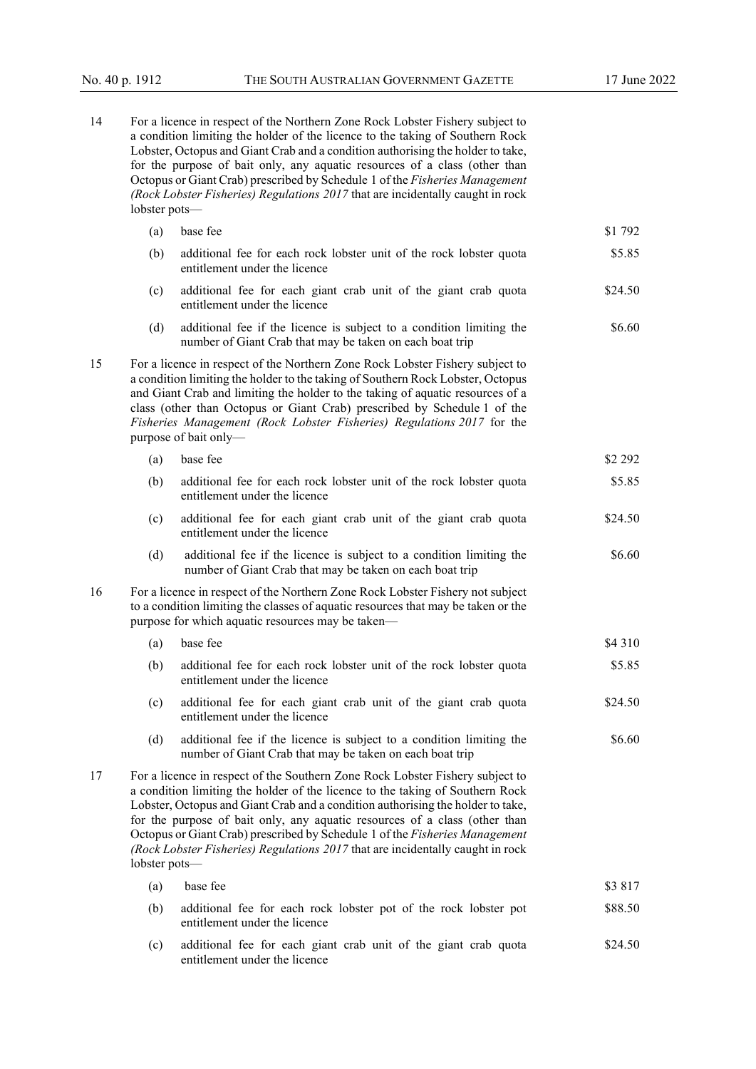| | | |
|---|---|---|
| 14 | For a licence in respect of the Northern Zone Rock Lobster Fishery subject to a condition limiting the holder of the licence to the taking of Southern Rock Lobster, Octopus and Giant Crab and a condition authorising the holder to take, for the purpose of bait only, any aquatic resources of a class (other than Octopus or Giant Crab) prescribed by Schedule 1 of the *Fisheries Management (Rock Lobster Fisheries) Regulations 2017* that are incidentally caught in rock lobster pots— | |
| | (a) base fee | $1 792 |
| | (b) additional fee for each rock lobster unit of the rock lobster quota entitlement under the licence | $5.85 |
| | (c) additional fee for each giant crab unit of the giant crab quota entitlement under the licence | $24.50 |
| | (d) additional fee if the licence is subject to a condition limiting the number of Giant Crab that may be taken on each boat trip | $6.60 |
| 15 | For a licence in respect of the Northern Zone Rock Lobster Fishery subject to a condition limiting the holder to the taking of Southern Rock Lobster, Octopus and Giant Crab and limiting the holder to the taking of aquatic resources of a class (other than Octopus or Giant Crab) prescribed by Schedule 1 of the *Fisheries Management (Rock Lobster Fisheries) Regulations 2017* for the purpose of bait only— | |
| | (a) base fee | $2 292 |
| | (b) additional fee for each rock lobster unit of the rock lobster quota entitlement under the licence | $5.85 |
| | (c) additional fee for each giant crab unit of the giant crab quota entitlement under the licence | $24.50 |
| | (d) additional fee if the licence is subject to a condition limiting the number of Giant Crab that may be taken on each boat trip | $6.60 |
| 16 | For a licence in respect of the Northern Zone Rock Lobster Fishery not subject to a condition limiting the classes of aquatic resources that may be taken or the purpose for which aquatic resources may be taken— | |
| | (a) base fee | $4 310 |
| | (b) additional fee for each rock lobster unit of the rock lobster quota entitlement under the licence | $5.85 |
| | (c) additional fee for each giant crab unit of the giant crab quota entitlement under the licence | $24.50 |
| | (d) additional fee if the licence is subject to a condition limiting the number of Giant Crab that may be taken on each boat trip | $6.60 |
| 17 | For a licence in respect of the Southern Zone Rock Lobster Fishery subject to a condition limiting the holder of the licence to the taking of Southern Rock Lobster, Octopus and Giant Crab and a condition authorising the holder to take, for the purpose of bait only, any aquatic resources of a class (other than Octopus or Giant Crab) prescribed by Schedule 1 of the *Fisheries Management (Rock Lobster Fisheries) Regulations 2017* that are incidentally caught in rock lobster pots— | |
| | (a) base fee | $3 817 |
| | (b) additional fee for each rock lobster pot of the rock lobster pot entitlement under the licence | $88.50 |
| | (c) additional fee for each giant crab unit of the giant crab quota entitlement under the licence | $24.50 |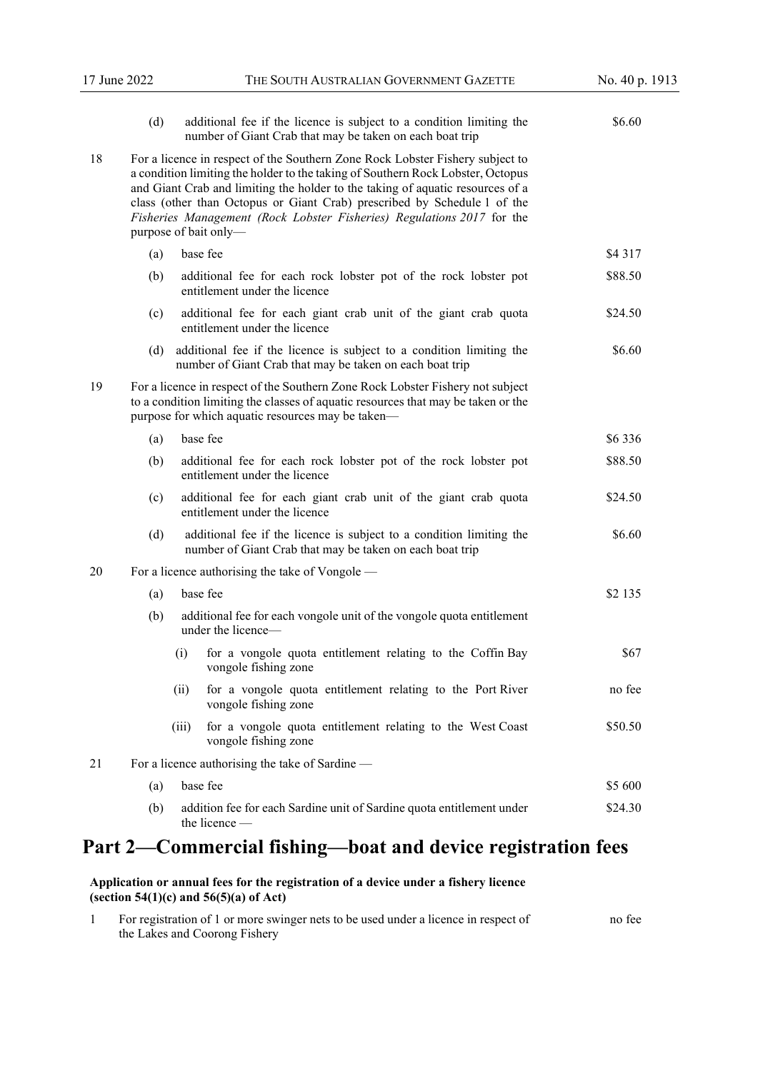| | | | |
|---|---|---|---|
| | (d) | additional fee if the licence is subject to a condition limiting the number of Giant Crab that may be taken on each boat trip | $6.60 |
| 18 | For a licence in respect of the Southern Zone Rock Lobster Fishery subject to a condition limiting the holder to the taking of Southern Rock Lobster, Octopus and Giant Crab and limiting the holder to the taking of aquatic resources of a class (other than Octopus or Giant Crab) prescribed by Schedule 1 of the *Fisheries Management (Rock Lobster Fisheries) Regulations 2017* for the purpose of bait only— | | |
| | (a) | base fee | $4 317 |
| | (b) | additional fee for each rock lobster pot of the rock lobster pot entitlement under the licence | $88.50 |
| | (c) | additional fee for each giant crab unit of the giant crab quota entitlement under the licence | $24.50 |
| | (d) | additional fee if the licence is subject to a condition limiting the number of Giant Crab that may be taken on each boat trip | $6.60 |
| 19 | For a licence in respect of the Southern Zone Rock Lobster Fishery not subject to a condition limiting the classes of aquatic resources that may be taken or the purpose for which aquatic resources may be taken— | | |
| | (a) | base fee | $6 336 |
| | (b) | additional fee for each rock lobster pot of the rock lobster pot entitlement under the licence | $88.50 |
| | (c) | additional fee for each giant crab unit of the giant crab quota entitlement under the licence | $24.50 |
| | (d) | additional fee if the licence is subject to a condition limiting the number of Giant Crab that may be taken on each boat trip | $6.60 |
| 20 | For a licence authorising the take of Vongole — | | |
| | (a) | base fee | $2 135 |
| | (b) | additional fee for each vongole unit of the vongole quota entitlement under the licence— | |
| | | (i) for a vongole quota entitlement relating to the Coffin Bay vongole fishing zone | $67 |
| | | (ii) for a vongole quota entitlement relating to the Port River vongole fishing zone | no fee |
| | | (iii) for a vongole quota entitlement relating to the West Coast vongole fishing zone | $50.50 |
| 21 | For a licence authorising the take of Sardine — | | |
| | (a) | base fee | $5 600 |
| | (b) | addition fee for each Sardine unit of Sardine quota entitlement under the licence — | $24.30 |

# Part 2—Commercial fishing—boat and device registration fees

**Application or annual fees for the registration of a device under a fishery licence (section 54(1)(c) and 56(5)(a) of Act)**

| | | |
|---|---|---|
| 1 | For registration of 1 or more swinger nets to be used under a licence in respect of the Lakes and Coorong Fishery | no fee |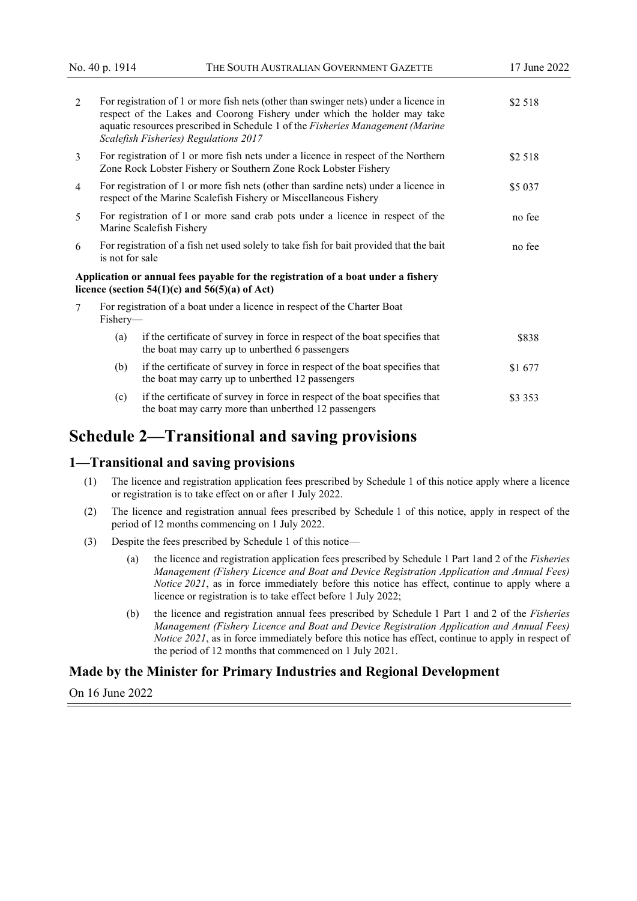| | | |
|---|---|---|
| 2 | For registration of 1 or more fish nets (other than swinger nets) under a licence in respect of the Lakes and Coorong Fishery under which the holder may take aquatic resources prescribed in Schedule 1 of the *Fisheries Management (Marine Scalefish Fisheries) Regulations 2017* | $2 518 |
| 3 | For registration of 1 or more fish nets under a licence in respect of the Northern Zone Rock Lobster Fishery or Southern Zone Rock Lobster Fishery | $2 518 |
| 4 | For registration of 1 or more fish nets (other than sardine nets) under a licence in respect of the Marine Scalefish Fishery or Miscellaneous Fishery | $5 037 |
| 5 | For registration of 1 or more sand crab pots under a licence in respect of the Marine Scalefish Fishery | no fee |
| 6 | For registration of a fish net used solely to take fish for bait provided that the bait is not for sale | no fee |
| | **Application or annual fees payable for the registration of a boat under a fishery licence (section 54(1)(c) and 56(5)(a) of Act)** | |
| 7 | For registration of a boat under a licence in respect of the Charter Boat Fishery— | |
| | (a) if the certificate of survey in force in respect of the boat specifies that the boat may carry up to unberthed 6 passengers | $838 |
| | (b) if the certificate of survey in force in respect of the boat specifies that the boat may carry up to unberthed 12 passengers | $1 677 |
| | (c) if the certificate of survey in force in respect of the boat specifies that the boat may carry more than unberthed 12 passengers | $3 353 |

# Schedule 2—Transitional and saving provisions

## 1—Transitional and saving provisions

(1) The licence and registration application fees prescribed by Schedule 1 of this notice apply where a licence or registration is to take effect on or after 1 July 2022.

(2) The licence and registration annual fees prescribed by Schedule 1 of this notice, apply in respect of the period of 12 months commencing on 1 July 2022.

(3) Despite the fees prescribed by Schedule 1 of this notice—

(a) the licence and registration application fees prescribed by Schedule 1 Part 1and 2 of the *Fisheries Management (Fishery Licence and Boat and Device Registration Application and Annual Fees) Notice 2021*, as in force immediately before this notice has effect, continue to apply where a licence or registration is to take effect before 1 July 2022;

(b) the licence and registration annual fees prescribed by Schedule 1 Part 1 and 2 of the *Fisheries Management (Fishery Licence and Boat and Device Registration Application and Annual Fees) Notice 2021*, as in force immediately before this notice has effect, continue to apply in respect of the period of 12 months that commenced on 1 July 2021.

## Made by the Minister for Primary Industries and Regional Development

On 16 June 2022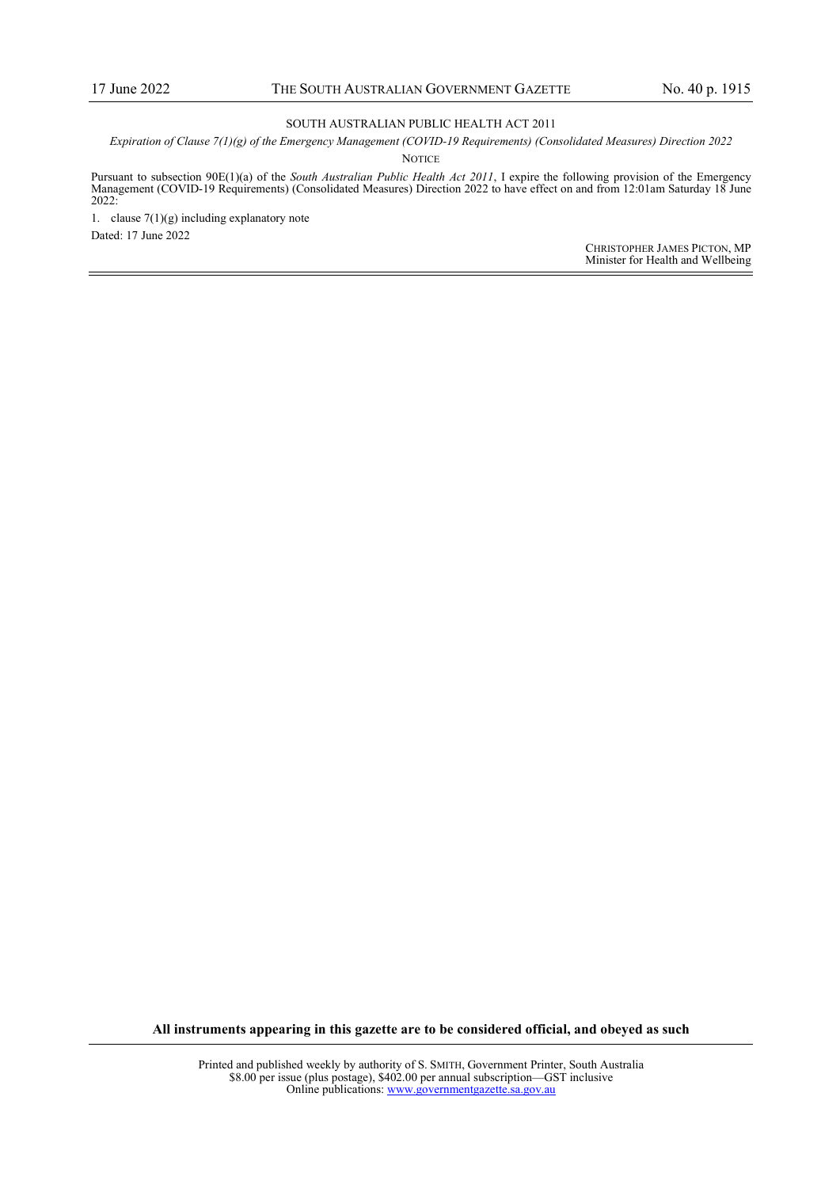SOUTH AUSTRALIAN PUBLIC HEALTH ACT 2011

*Expiration of Clause 7(1)(g) of the Emergency Management (COVID-19 Requirements) (Consolidated Measures) Direction 2022*

NOTICE

Pursuant to subsection 90E(1)(a) of the *South Australian Public Health Act 2011*, I expire the following provision of the Emergency Management (COVID-19 Requirements) (Consolidated Measures) Direction 2022 to have effect on and from 12:01am Saturday 18 June 2022:

1. clause 7(1)(g) including explanatory note

Dated: 17 June 2022

CHRISTOPHER JAMES PICTON, MP
Minister for Health and Wellbeing

**All instruments appearing in this gazette are to be considered official, and obeyed as such**

Printed and published weekly by authority of S. SMITH, Government Printer, South Australia
$8.00 per issue (plus postage), $402.00 per annual subscription—GST inclusive
Online publications: www.governmentgazette.sa.gov.au